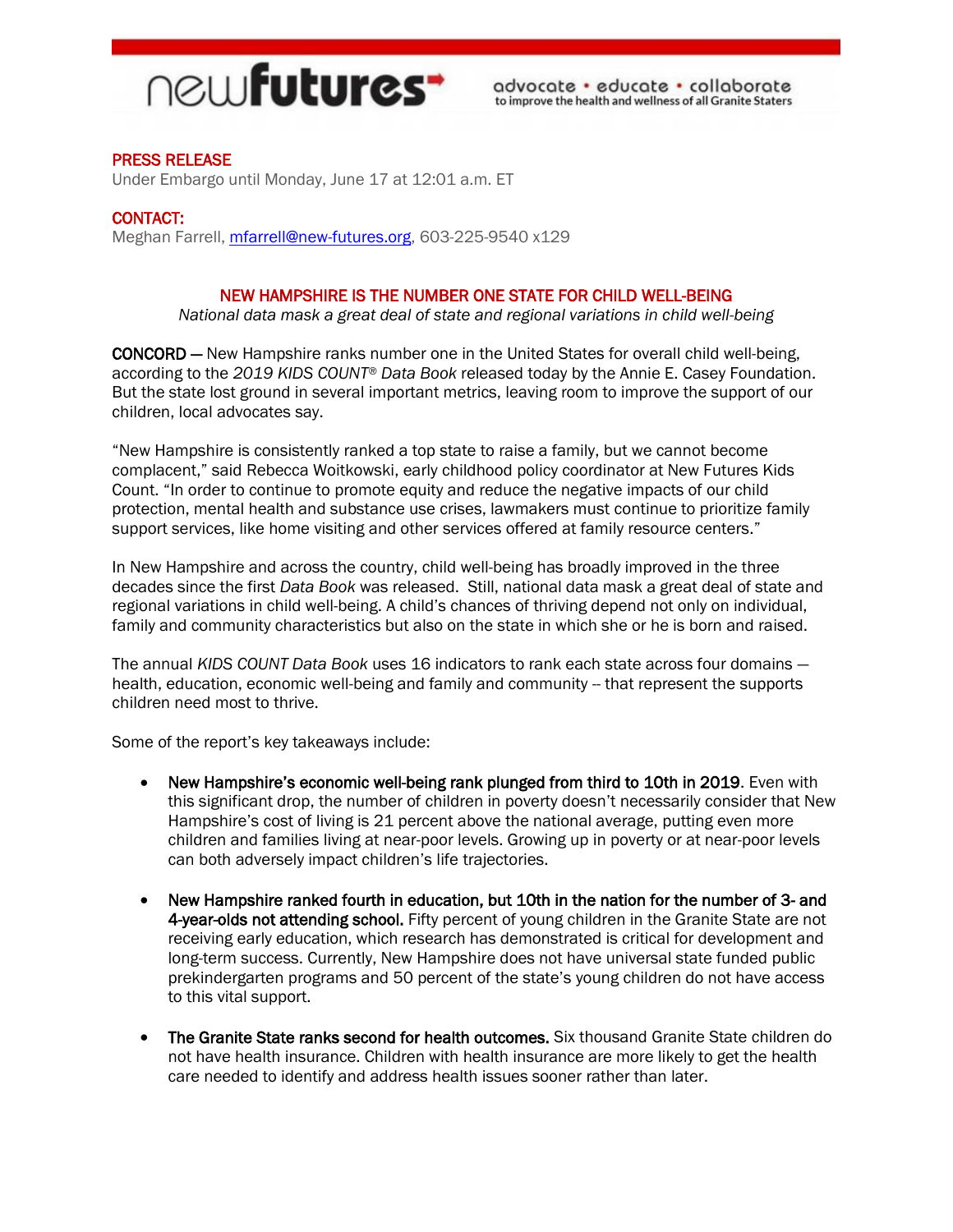newfutures

advocate • educate • collaborate
to improve the health and wellness of all Granite Staters

**PRESS RELEASE**
Under Embargo until Monday, June 17 at 12:01 a.m. ET

**CONTACT:**
Meghan Farrell, mfarrell@new-futures.org, 603-225-9540 x129

## NEW HAMPSHIRE IS THE NUMBER ONE STATE FOR CHILD WELL-BEING

*National data mask a great deal of state and regional variations in child well-being*

**CONCORD** — New Hampshire ranks number one in the United States for overall child well-being, according to the *2019 KIDS COUNT® Data Book* released today by the Annie E. Casey Foundation. But the state lost ground in several important metrics, leaving room to improve the support of our children, local advocates say.

"New Hampshire is consistently ranked a top state to raise a family, but we cannot become complacent," said Rebecca Woitkowski, early childhood policy coordinator at New Futures Kids Count. "In order to continue to promote equity and reduce the negative impacts of our child protection, mental health and substance use crises, lawmakers must continue to prioritize family support services, like home visiting and other services offered at family resource centers."

In New Hampshire and across the country, child well-being has broadly improved in the three decades since the first *Data Book* was released. Still, national data mask a great deal of state and regional variations in child well-being. A child's chances of thriving depend not only on individual, family and community characteristics but also on the state in which she or he is born and raised.

The annual *KIDS COUNT Data Book* uses 16 indicators to rank each state across four domains — health, education, economic well-being and family and community -- that represent the supports children need most to thrive.

Some of the report's key takeaways include:

- **New Hampshire's economic well-being rank plunged from third to 10th in 2019**. Even with this significant drop, the number of children in poverty doesn't necessarily consider that New Hampshire's cost of living is 21 percent above the national average, putting even more children and families living at near-poor levels. Growing up in poverty or at near-poor levels can both adversely impact children's life trajectories.

- **New Hampshire ranked fourth in education, but 10th in the nation for the number of 3- and 4-year-olds not attending school.** Fifty percent of young children in the Granite State are not receiving early education, which research has demonstrated is critical for development and long-term success. Currently, New Hampshire does not have universal state funded public prekindergarten programs and 50 percent of the state's young children do not have access to this vital support.

- **The Granite State ranks second for health outcomes.** Six thousand Granite State children do not have health insurance. Children with health insurance are more likely to get the health care needed to identify and address health issues sooner rather than later.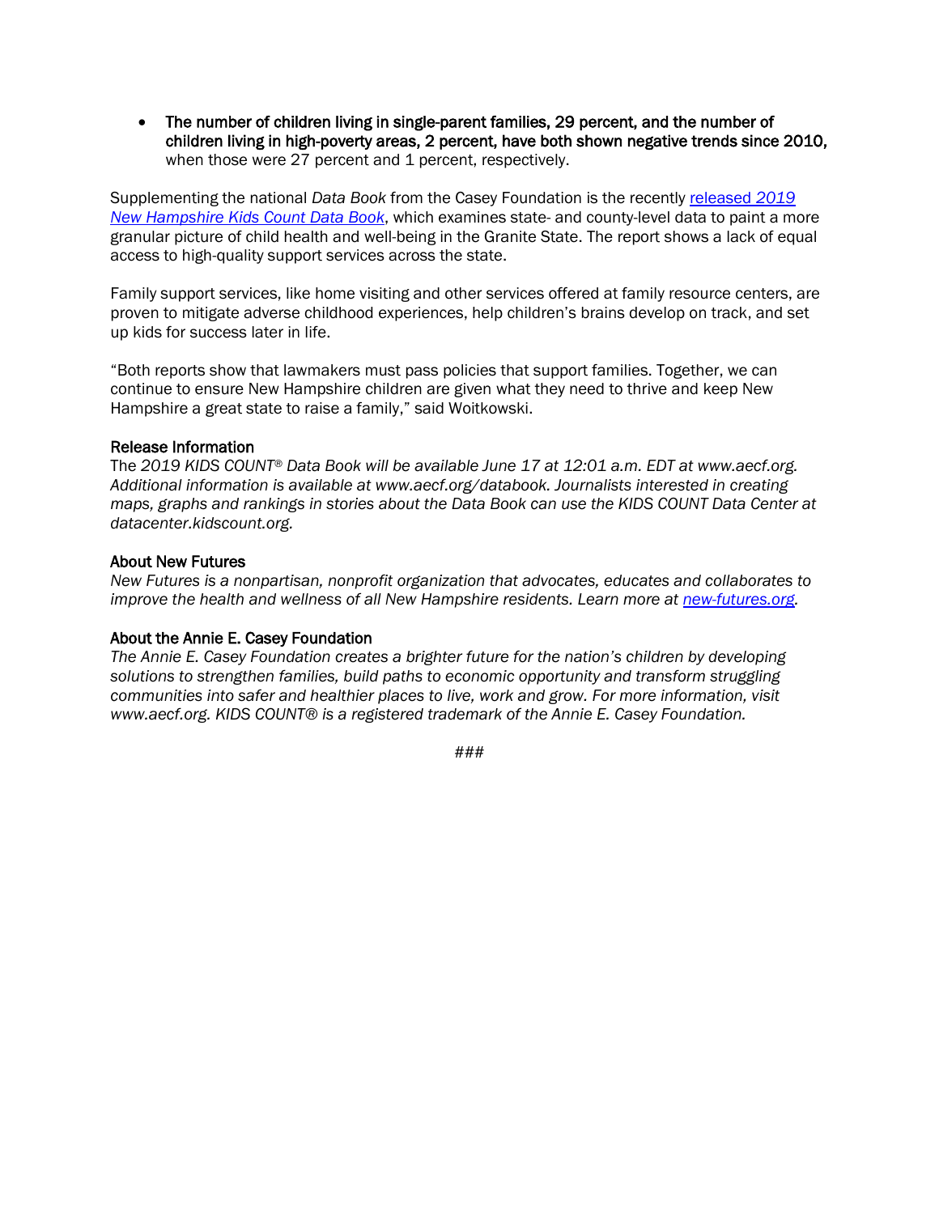- **The number of children living in single-parent families, 29 percent, and the number of children living in high-poverty areas, 2 percent, have both shown negative trends since 2010,** when those were 27 percent and 1 percent, respectively.

Supplementing the national *Data Book* from the Casey Foundation is the recently [released *2019 New Hampshire Kids Count Data Book*](), which examines state- and county-level data to paint a more granular picture of child health and well-being in the Granite State. The report shows a lack of equal access to high-quality support services across the state.

Family support services, like home visiting and other services offered at family resource centers, are proven to mitigate adverse childhood experiences, help children's brains develop on track, and set up kids for success later in life.

"Both reports show that lawmakers must pass policies that support families. Together, we can continue to ensure New Hampshire children are given what they need to thrive and keep New Hampshire a great state to raise a family," said Woitkowski.

**Release Information**
The *2019 KIDS COUNT® Data Book will be available June 17 at 12:01 a.m. EDT at www.aecf.org. Additional information is available at www.aecf.org/databook. Journalists interested in creating maps, graphs and rankings in stories about the Data Book can use the KIDS COUNT Data Center at datacenter.kidscount.org.*

**About New Futures**
*New Futures is a nonpartisan, nonprofit organization that advocates, educates and collaborates to improve the health and wellness of all New Hampshire residents. Learn more at [new-futures.org]().*

**About the Annie E. Casey Foundation**
*The Annie E. Casey Foundation creates a brighter future for the nation's children by developing solutions to strengthen families, build paths to economic opportunity and transform struggling communities into safer and healthier places to live, work and grow. For more information, visit www.aecf.org. KIDS COUNT® is a registered trademark of the Annie E. Casey Foundation.*

###